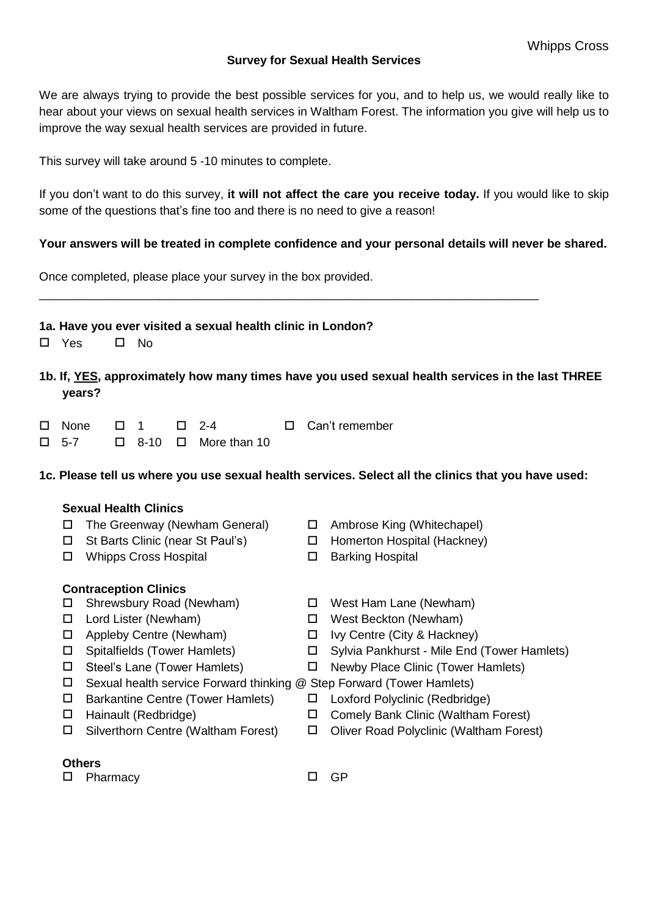Whipps Cross

**Survey for Sexual Health Services**

We are always trying to provide the best possible services for you, and to help us, we would really like to hear about your views on sexual health services in Waltham Forest. The information you give will help us to improve the way sexual health services are provided in future.

This survey will take around 5 -10 minutes to complete.

If you don't want to do this survey, **it will not affect the care you receive today.** If you would like to skip some of the questions that's fine too and there is no need to give a reason!

**Your answers will be treated in complete confidence and your personal details will never be shared.**

Once completed, please place your survey in the box provided.

---

**1a. Have you ever visited a sexual health clinic in London?**

☐ Yes ☐ No

**1b. If, <u>YES</u>, approximately how many times have you used sexual health services in the last THREE years?**

☐ None ☐ 1 ☐ 2-4 ☐ Can't remember
☐ 5-7 ☐ 8-10 ☐ More than 10

**1c. Please tell us where you use sexual health services. Select all the clinics that you have used:**

**Sexual Health Clinics**

- ☐ The Greenway (Newham General)
- ☐ St Barts Clinic (near St Paul's)
- ☐ Whipps Cross Hospital
- ☐ Ambrose King (Whitechapel)
- ☐ Homerton Hospital (Hackney)
- ☐ Barking Hospital

**Contraception Clinics**

- ☐ Shrewsbury Road (Newham)
- ☐ Lord Lister (Newham)
- ☐ Appleby Centre (Newham)
- ☐ Spitalfields (Tower Hamlets)
- ☐ Steel's Lane (Tower Hamlets)
- ☐ West Ham Lane (Newham)
- ☐ West Beckton (Newham)
- ☐ Ivy Centre (City & Hackney)
- ☐ Sylvia Pankhurst - Mile End (Tower Hamlets)
- ☐ Newby Place Clinic (Tower Hamlets)
- ☐ Sexual health service Forward thinking @ Step Forward (Tower Hamlets)
- ☐ Barkantine Centre (Tower Hamlets)
- ☐ Hainault (Redbridge)
- ☐ Silverthorn Centre (Waltham Forest)
- ☐ Loxford Polyclinic (Redbridge)
- ☐ Comely Bank Clinic (Waltham Forest)
- ☐ Oliver Road Polyclinic (Waltham Forest)

**Others**

- ☐ Pharmacy
- ☐ GP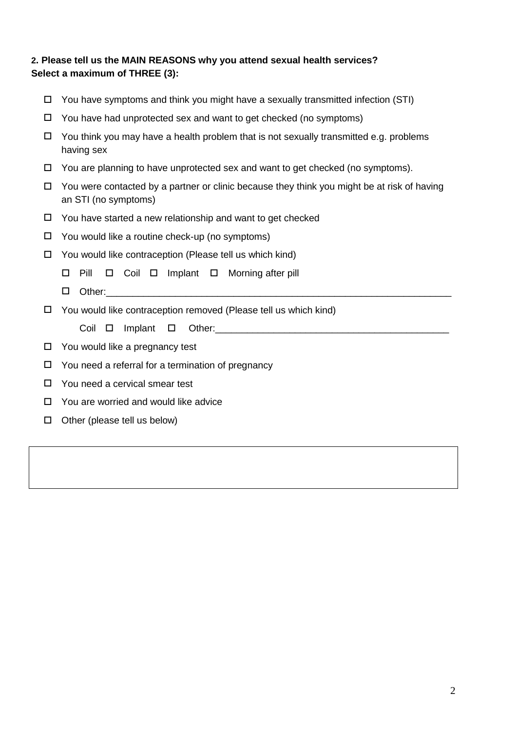**2. Please tell us the MAIN REASONS why you attend sexual health services? Select a maximum of THREE (3):**

- ☐ You have symptoms and think you might have a sexually transmitted infection (STI)
- ☐ You have had unprotected sex and want to get checked (no symptoms)
- ☐ You think you may have a health problem that is not sexually transmitted e.g. problems having sex
- ☐ You are planning to have unprotected sex and want to get checked (no symptoms).
- ☐ You were contacted by a partner or clinic because they think you might be at risk of having an STI (no symptoms)
- ☐ You have started a new relationship and want to get checked
- ☐ You would like a routine check-up (no symptoms)
- ☐ You would like contraception (Please tell us which kind)
  - ☐ Pill ☐ Coil ☐ Implant ☐ Morning after pill
  - ☐ Other:_______________________________________________
- ☐ You would like contraception removed (Please tell us which kind)
  - Coil ☐ Implant ☐ Other:_______________________________________________
- ☐ You would like a pregnancy test
- ☐ You need a referral for a termination of pregnancy
- ☐ You need a cervical smear test
- ☐ You are worried and would like advice
- ☐ Other (please tell us below)

|   |
|---|
|   |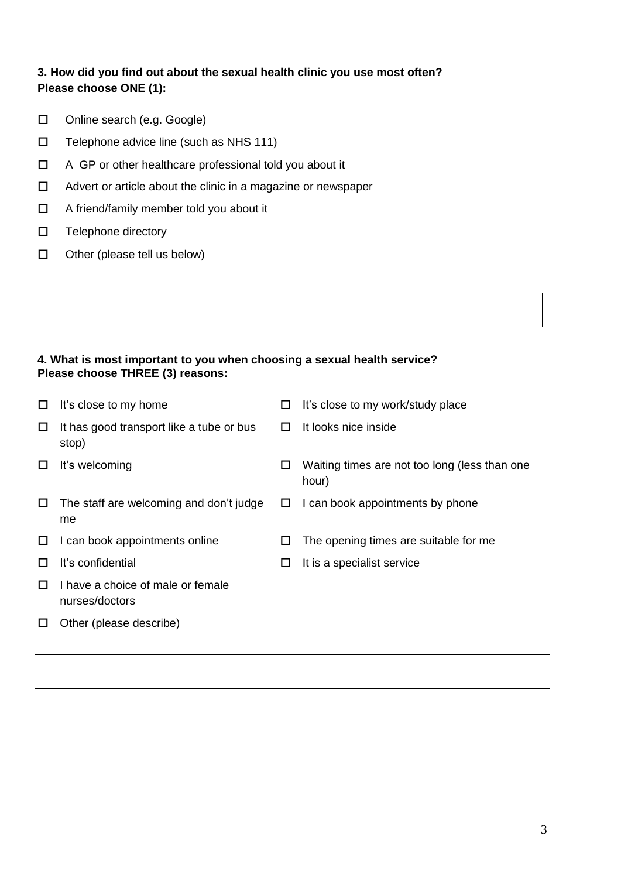**3. How did you find out about the sexual health clinic you use most often?**
**Please choose ONE (1):**

- ☐ Online search (e.g. Google)
- ☐ Telephone advice line (such as NHS 111)
- ☐ A GP or other healthcare professional told you about it
- ☐ Advert or article about the clinic in a magazine or newspaper
- ☐ A friend/family member told you about it
- ☐ Telephone directory
- ☐ Other (please tell us below)

| |
|---|
| |

**4. What is most important to you when choosing a sexual health service?**
**Please choose THREE (3) reasons:**

- ☐ It's close to my home
- ☐ It's close to my work/study place
- ☐ It has good transport like a tube or bus stop)
- ☐ It looks nice inside
- ☐ It's welcoming
- ☐ Waiting times are not too long (less than one hour)
- ☐ The staff are welcoming and don't judge me
- ☐ I can book appointments by phone
- ☐ I can book appointments online
- ☐ The opening times are suitable for me
- ☐ It's confidential
- ☐ It is a specialist service
- ☐ I have a choice of male or female nurses/doctors
- ☐ Other (please describe)

| |
|---|
| |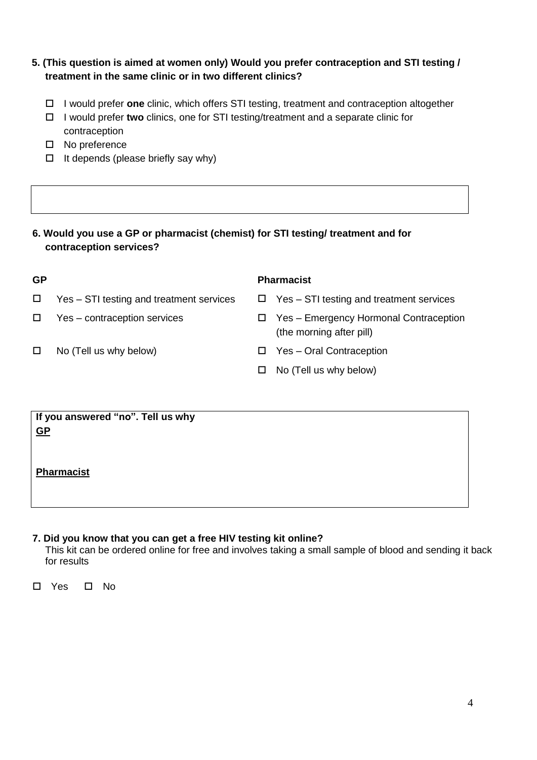**5. (This question is aimed at women only) Would you prefer contraception and STI testing / treatment in the same clinic or in two different clinics?**

- ☐ I would prefer **one** clinic, which offers STI testing, treatment and contraception altogether
- ☐ I would prefer **two** clinics, one for STI testing/treatment and a separate clinic for contraception
- ☐ No preference
- ☐ It depends (please briefly say why)

|   |
|---|
|   |

**6. Would you use a GP or pharmacist (chemist) for STI testing/ treatment and for contraception services?**

**GP**

- ☐ Yes – STI testing and treatment services
- ☐ Yes – contraception services
- ☐ No (Tell us why below)

**Pharmacist**

- ☐ Yes – STI testing and treatment services
- ☐ Yes – Emergency Hormonal Contraception (the morning after pill)
- ☐ Yes – Oral Contraception
- ☐ No (Tell us why below)

| **If you answered "no". Tell us why** |
|---|
| **GP** |
| **Pharmacist** |

**7. Did you know that you can get a free HIV testing kit online?**

This kit can be ordered online for free and involves taking a small sample of blood and sending it back for results

☐ Yes ☐ No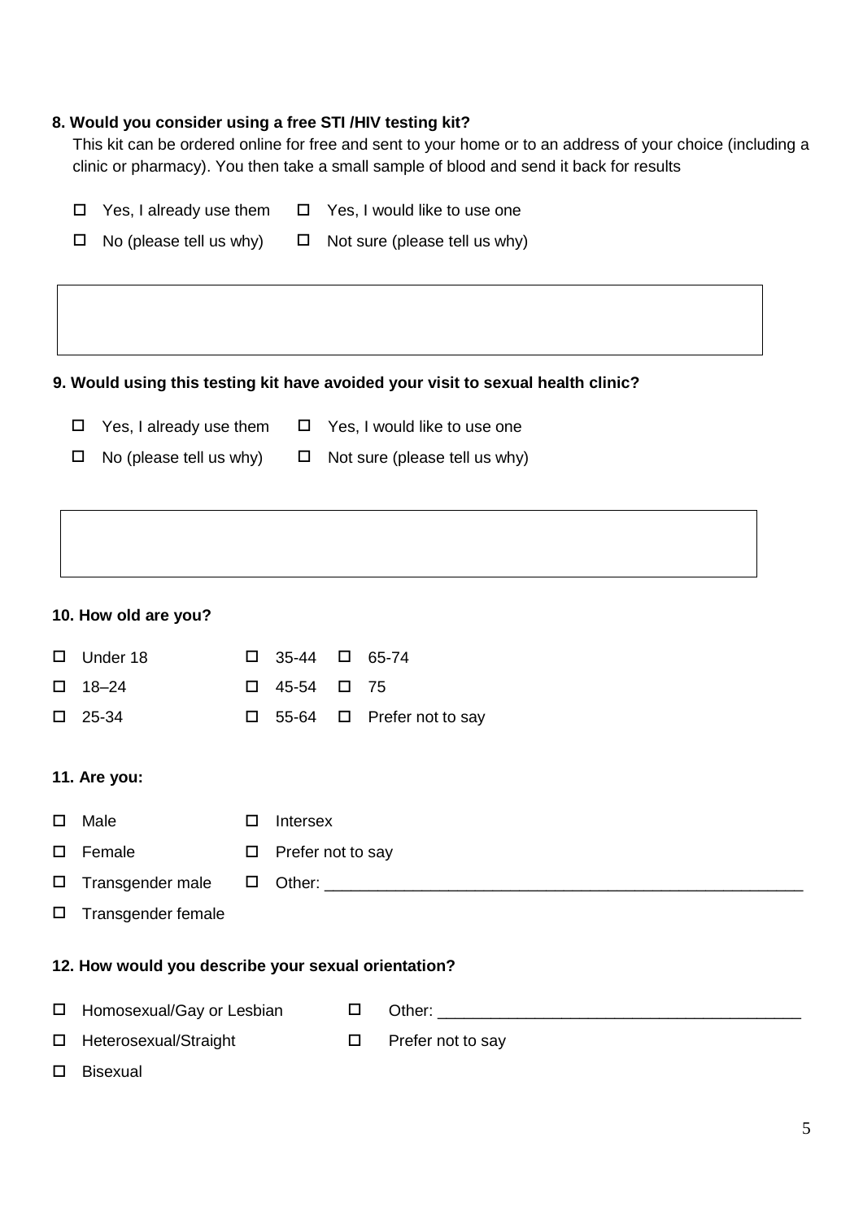**8. Would you consider using a free STI /HIV testing kit?**

This kit can be ordered online for free and sent to your home or to an address of your choice (including a clinic or pharmacy). You then take a small sample of blood and send it back for results

- ☐ Yes, I already use them
- ☐ Yes, I would like to use one
- ☐ No (please tell us why)
- ☐ Not sure (please tell us why)

**9. Would using this testing kit have avoided your visit to sexual health clinic?**

- ☐ Yes, I already use them
- ☐ Yes, I would like to use one
- ☐ No (please tell us why)
- ☐ Not sure (please tell us why)

**10. How old are you?**

- ☐ Under 18
- ☐ 18–24
- ☐ 25-34
- ☐ 35-44
- ☐ 45-54
- ☐ 55-64
- ☐ 65-74
- ☐ 75
- ☐ Prefer not to say

**11. Are you:**

- ☐ Male
- ☐ Female
- ☐ Transgender male
- ☐ Transgender female
- ☐ Intersex
- ☐ Prefer not to say
- ☐ Other: ________________________________________________________

**12. How would you describe your sexual orientation?**

- ☐ Homosexual/Gay or Lesbian
- ☐ Heterosexual/Straight
- ☐ Bisexual
- ☐ Other: _________________________________________
- ☐ Prefer not to say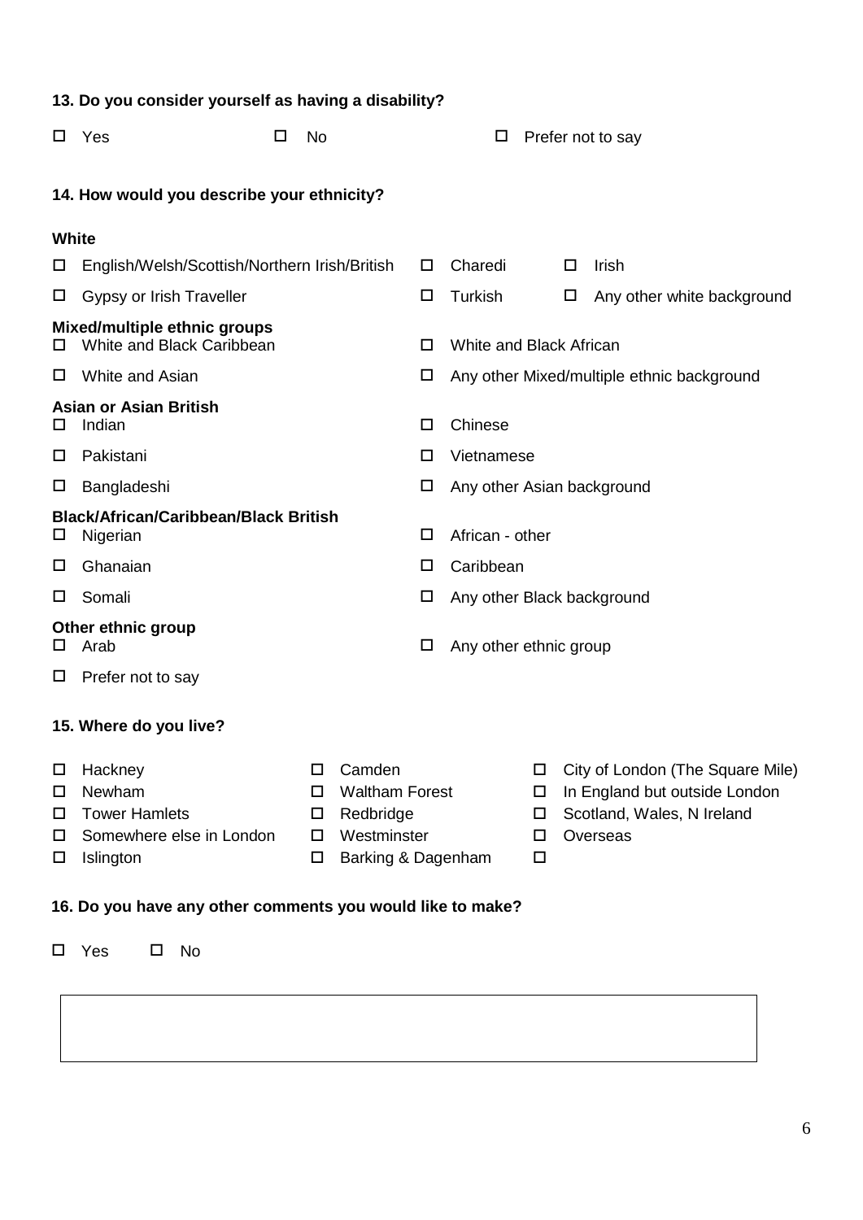**13. Do you consider yourself as having a disability?**

☐ Yes ☐ No ☐ Prefer not to say

**14. How would you describe your ethnicity?**

**White**

☐ English/Welsh/Scottish/Northern Irish/British
☐ Charedi
☐ Irish
☐ Gypsy or Irish Traveller
☐ Turkish
☐ Any other white background

**Mixed/multiple ethnic groups**

☐ White and Black Caribbean
☐ White and Black African
☐ White and Asian
☐ Any other Mixed/multiple ethnic background

**Asian or Asian British**

☐ Indian
☐ Chinese
☐ Pakistani
☐ Vietnamese
☐ Bangladeshi
☐ Any other Asian background

**Black/African/Caribbean/Black British**

☐ Nigerian
☐ African - other
☐ Ghanaian
☐ Caribbean
☐ Somali
☐ Any other Black background

**Other ethnic group**

☐ Arab
☐ Any other ethnic group
☐ Prefer not to say

**15. Where do you live?**

☐ Hackney
☐ Newham
☐ Tower Hamlets
☐ Somewhere else in London
☐ Islington
☐ Camden
☐ Waltham Forest
☐ Redbridge
☐ Westminster
☐ Barking & Dagenham
☐ City of London (The Square Mile)
☐ In England but outside London
☐ Scotland, Wales, N Ireland
☐ Overseas
☐

**16. Do you have any other comments you would like to make?**

☐ Yes ☐ No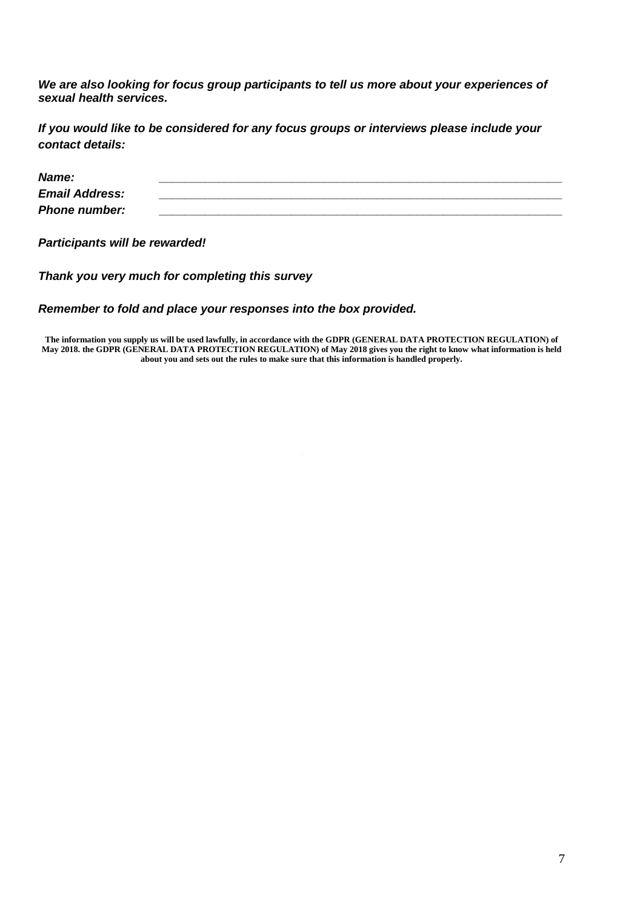***We are also looking for focus group participants to tell us more about your experiences of sexual health services.***

***If you would like to be considered for any focus groups or interviews please include your contact details:***

***Name:*** ____________________________________________________________

***Email Address:*** ____________________________________________________________

***Phone number:*** ____________________________________________________________

***Participants will be rewarded!***

***Thank you very much for completing this survey***

***Remember to fold and place your responses into the box provided.***

**The information you supply us will be used lawfully, in accordance with the GDPR (GENERAL DATA PROTECTION REGULATION) of May 2018. the GDPR (GENERAL DATA PROTECTION REGULATION) of May 2018 gives you the right to know what information is held about you and sets out the rules to make sure that this information is handled properly.**